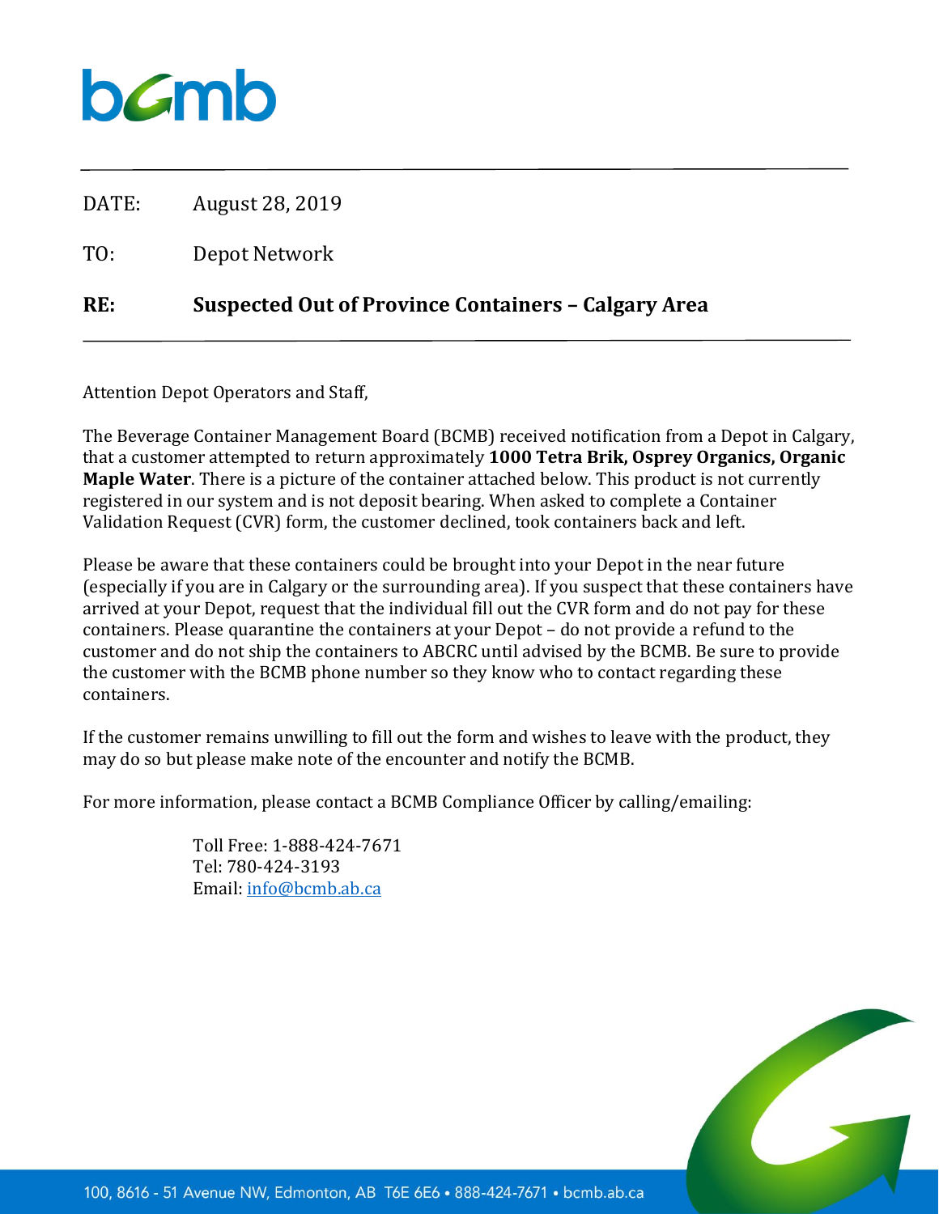DATE: August 28, 2019

TO: Depot Network

**RE: Suspected Out of Province Containers – Calgary Area**

Attention Depot Operators and Staff,

The Beverage Container Management Board (BCMB) received notification from a Depot in Calgary, that a customer attempted to return approximately **1000 Tetra Brik, Osprey Organics, Organic Maple Water**. There is a picture of the container attached below. This product is not currently registered in our system and is not deposit bearing. When asked to complete a Container Validation Request (CVR) form, the customer declined, took containers back and left.

Please be aware that these containers could be brought into your Depot in the near future (especially if you are in Calgary or the surrounding area). If you suspect that these containers have arrived at your Depot, request that the individual fill out the CVR form and do not pay for these containers. Please quarantine the containers at your Depot – do not provide a refund to the customer and do not ship the containers to ABCRC until advised by the BCMB. Be sure to provide the customer with the BCMB phone number so they know who to contact regarding these containers.

If the customer remains unwilling to fill out the form and wishes to leave with the product, they may do so but please make note of the encounter and notify the BCMB.

For more information, please contact a BCMB Compliance Officer by calling/emailing:

Toll Free: 1-888-424-7671
Tel: 780-424-3193
Email: info@bcmb.ab.ca

100, 8616 - 51 Avenue NW, Edmonton, AB T6E 6E6 • 888-424-7671 • bcmb.ab.ca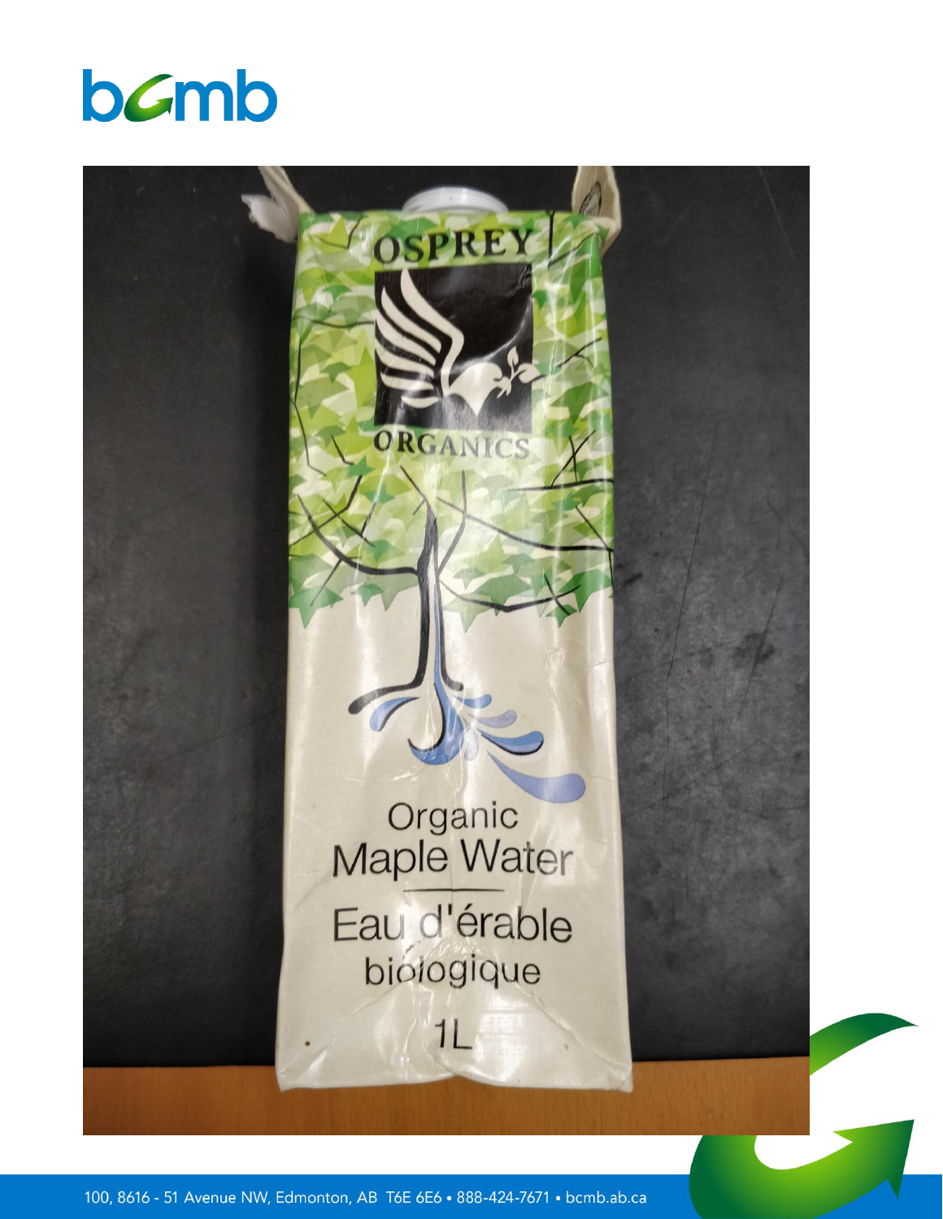OSPREY

ORGANICS

Organic
Maple Water

Eau d'érable
biologique

1L